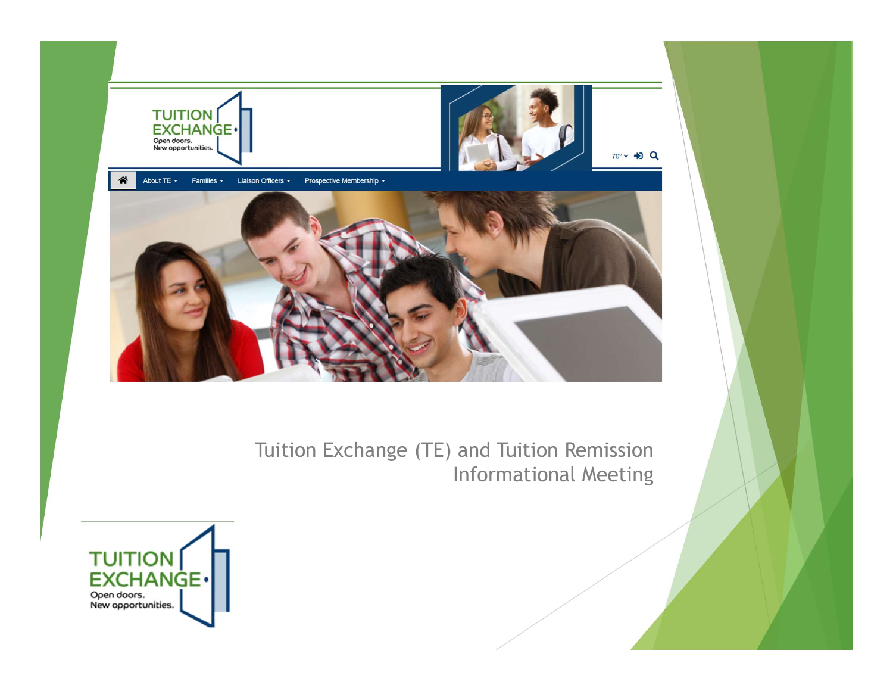# Tuition Exchange (TE) and Tuition Remission Informational Meeting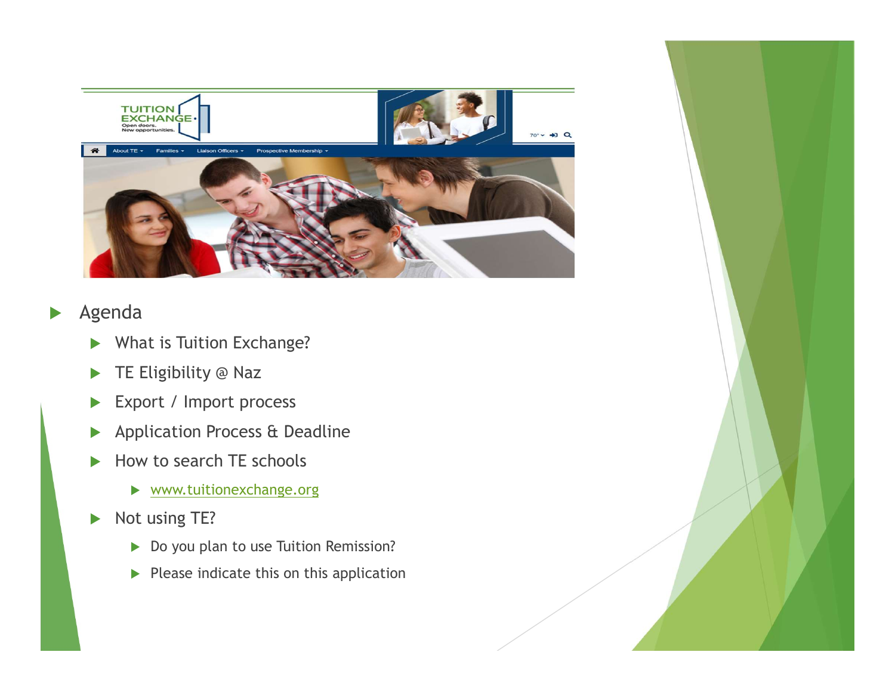- Agenda
  - What is Tuition Exchange?
  - TE Eligibility @ Naz
  - Export / Import process
  - Application Process & Deadline
  - How to search TE schools
    - www.tuitionexchange.org
  - Not using TE?
    - Do you plan to use Tuition Remission?
    - Please indicate this on this application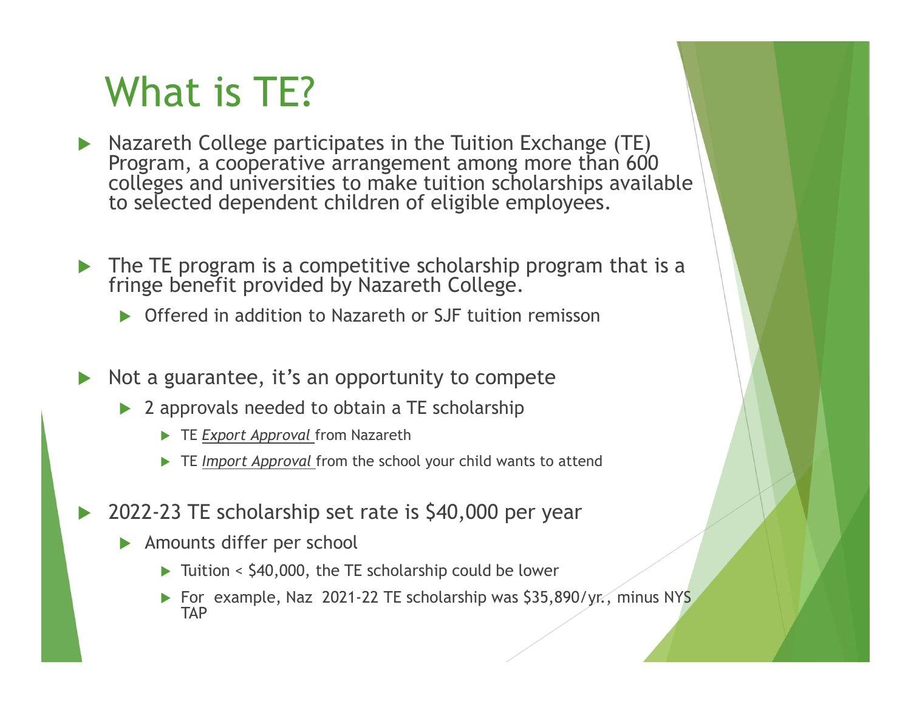# What is TE?

- Nazareth College participates in the Tuition Exchange (TE) Program, a cooperative arrangement among more than 600 colleges and universities to make tuition scholarships available to selected dependent children of eligible employees.

- The TE program is a competitive scholarship program that is a fringe benefit provided by Nazareth College.
  - Offered in addition to Nazareth or SJF tuition remisson

- Not a guarantee, it's an opportunity to compete
  - 2 approvals needed to obtain a TE scholarship
    - TE *Export Approval* from Nazareth
    - TE *Import Approval* from the school your child wants to attend

- 2022-23 TE scholarship set rate is $40,000 per year
  - Amounts differ per school
    - Tuition < $40,000, the TE scholarship could be lower
    - For example, Naz 2021-22 TE scholarship was $35,890/yr., minus NYS TAP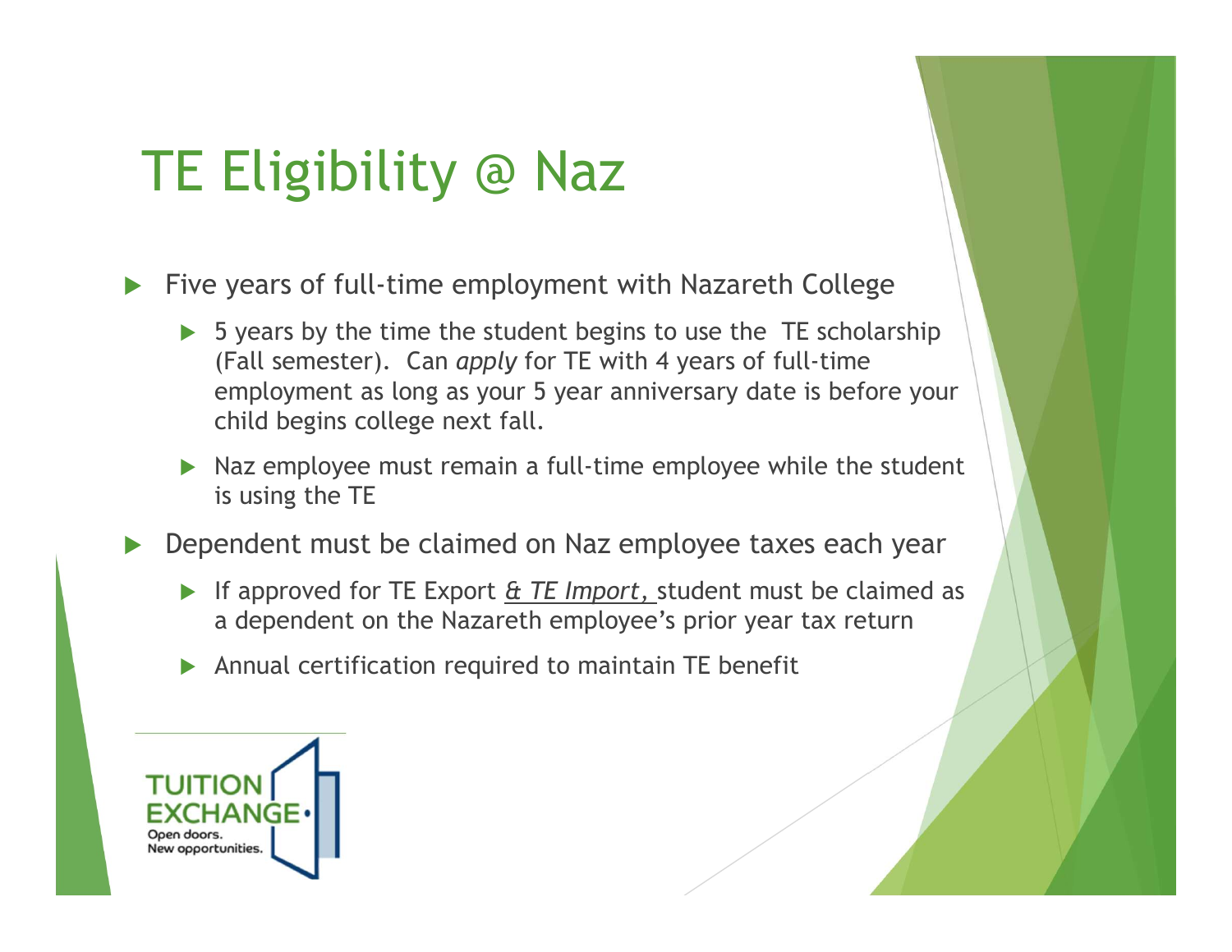# TE Eligibility @ Naz

- Five years of full-time employment with Nazareth College
  - 5 years by the time the student begins to use the TE scholarship (Fall semester). Can *apply* for TE with 4 years of full-time employment as long as your 5 year anniversary date is before your child begins college next fall.
  - Naz employee must remain a full-time employee while the student is using the TE
- Dependent must be claimed on Naz employee taxes each year
  - If approved for TE Export *& TE Import,* student must be claimed as a dependent on the Nazareth employee's prior year tax return
  - Annual certification required to maintain TE benefit

TUITION EXCHANGE
Open doors.
New opportunities.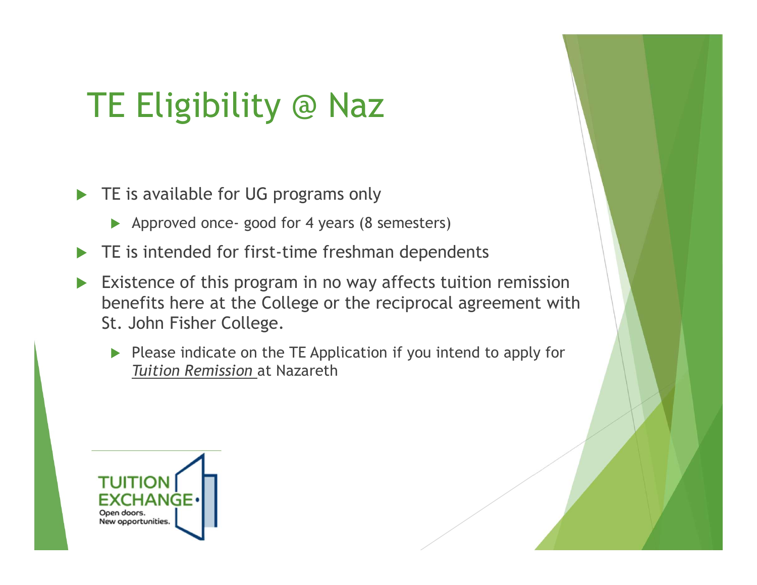# TE Eligibility @ Naz

- TE is available for UG programs only
  - Approved once- good for 4 years (8 semesters)
- TE is intended for first-time freshman dependents
- Existence of this program in no way affects tuition remission benefits here at the College or the reciprocal agreement with St. John Fisher College.
  - Please indicate on the TE Application if you intend to apply for *Tuition Remission* at Nazareth

TUITION EXCHANGE
Open doors.
New opportunities.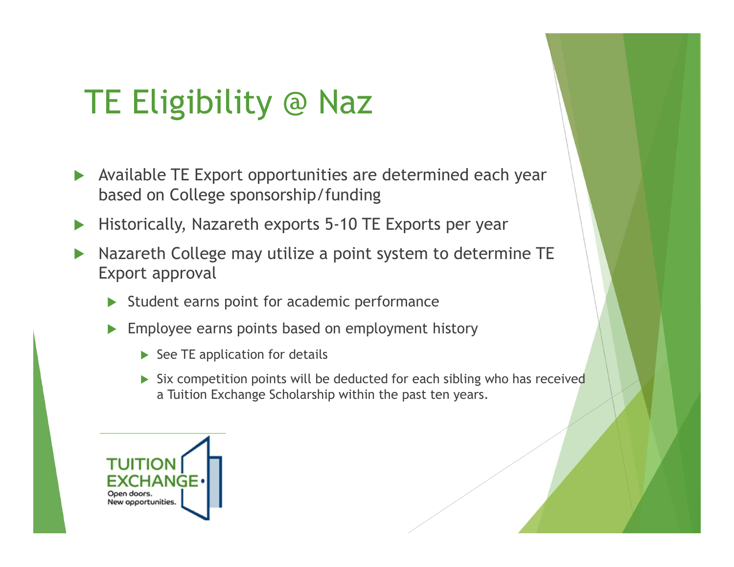# TE Eligibility @ Naz

- Available TE Export opportunities are determined each year based on College sponsorship/funding
- Historically, Nazareth exports 5-10 TE Exports per year
- Nazareth College may utilize a point system to determine TE Export approval
  - Student earns point for academic performance
  - Employee earns points based on employment history
    - See TE application for details
    - Six competition points will be deducted for each sibling who has received a Tuition Exchange Scholarship within the past ten years.

TUITION EXCHANGE
Open doors.
New opportunities.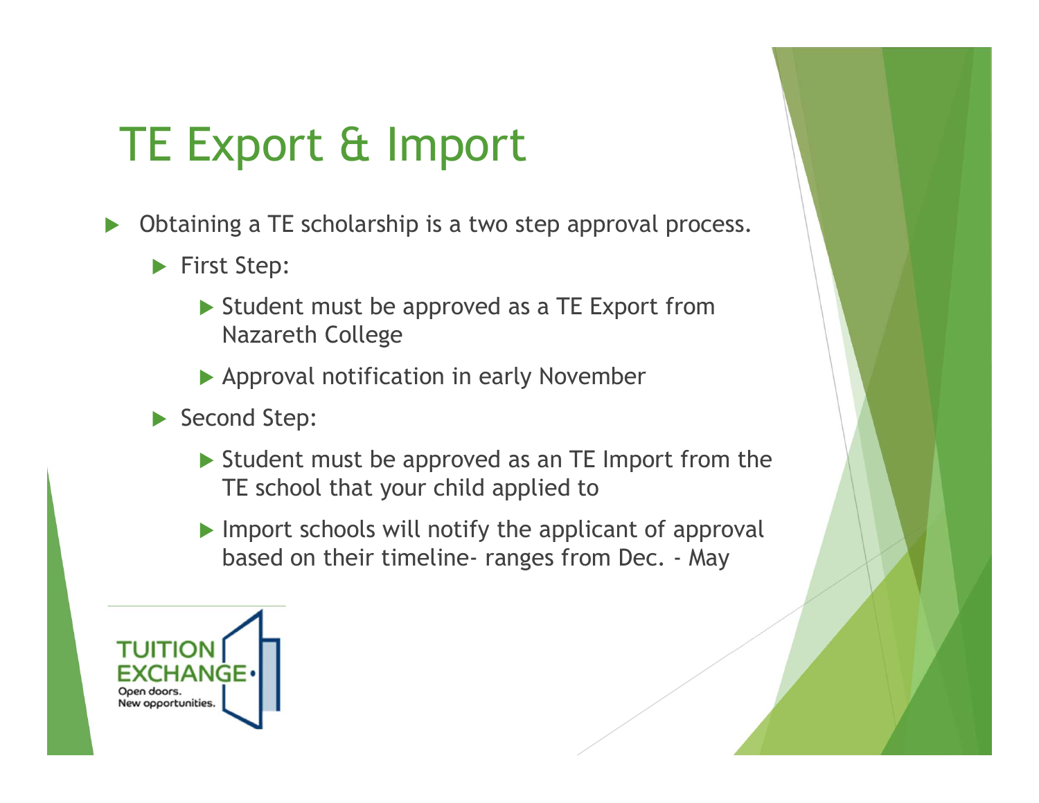# TE Export & Import

- Obtaining a TE scholarship is a two step approval process.
  - First Step:
    - Student must be approved as a TE Export from Nazareth College
    - Approval notification in early November
  - Second Step:
    - Student must be approved as an TE Import from the TE school that your child applied to
    - Import schools will notify the applicant of approval based on their timeline- ranges from Dec. - May

TUITION EXCHANGE
Open doors.
New opportunities.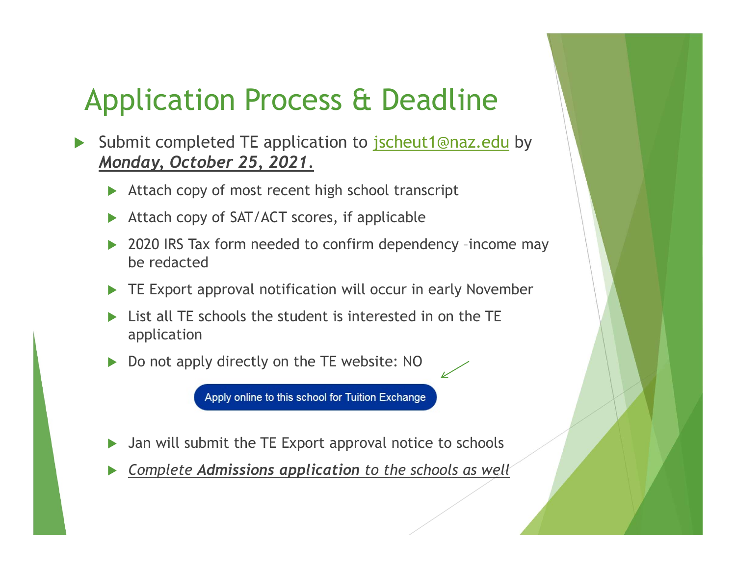# Application Process & Deadline

- Submit completed TE application to jscheut1@naz.edu by ***Monday, October 25, 2021.***
  - Attach copy of most recent high school transcript
  - Attach copy of SAT/ACT scores, if applicable
  - 2020 IRS Tax form needed to confirm dependency –income may be redacted
  - TE Export approval notification will occur in early November
  - List all TE schools the student is interested in on the TE application
  - Do not apply directly on the TE website: NO

    Apply online to this school for Tuition Exchange

  - Jan will submit the TE Export approval notice to schools
  - *Complete **Admissions application** to the schools as well*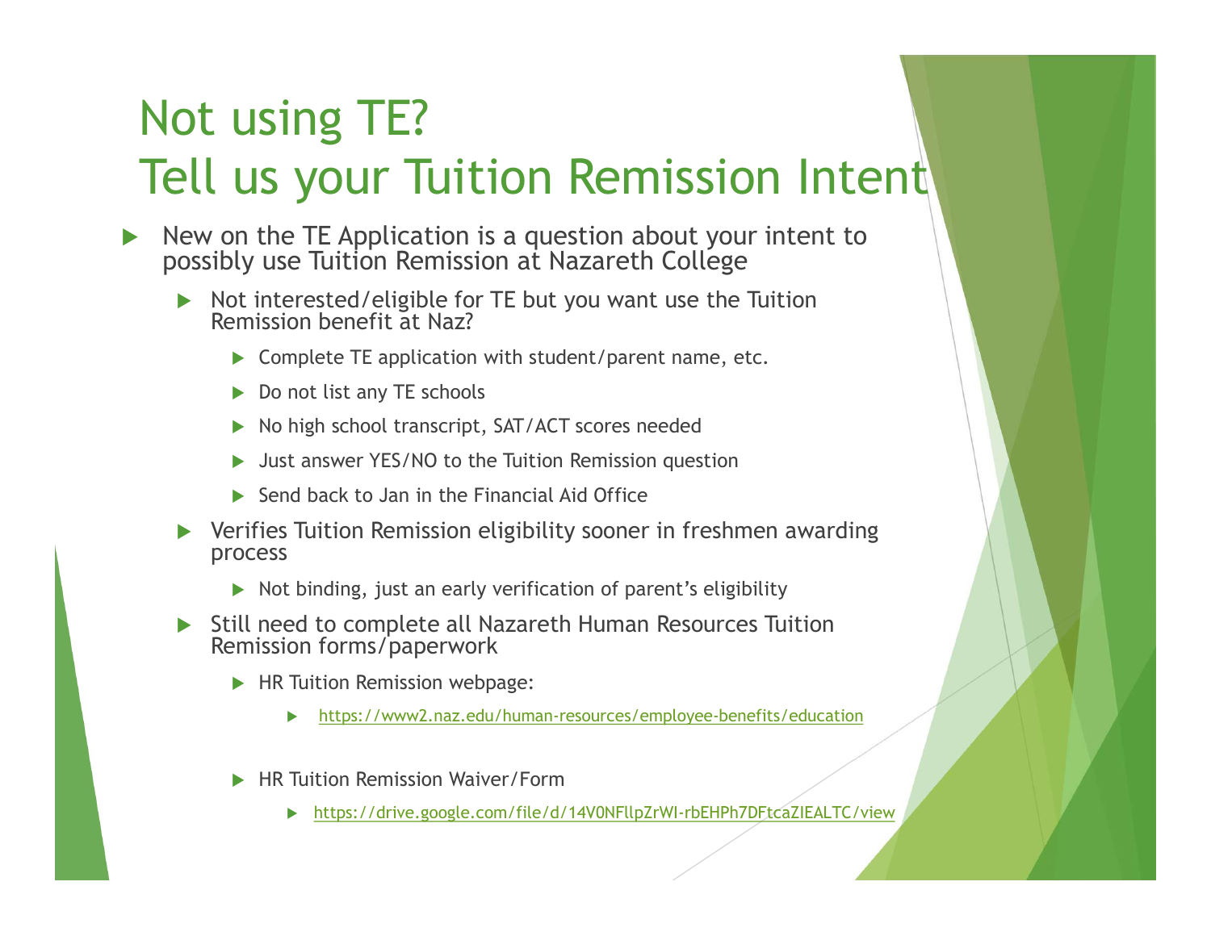# Not using TE?
# Tell us your Tuition Remission Intent

- New on the TE Application is a question about your intent to possibly use Tuition Remission at Nazareth College
  - Not interested/eligible for TE but you want use the Tuition Remission benefit at Naz?
    - Complete TE application with student/parent name, etc.
    - Do not list any TE schools
    - No high school transcript, SAT/ACT scores needed
    - Just answer YES/NO to the Tuition Remission question
    - Send back to Jan in the Financial Aid Office
  - Verifies Tuition Remission eligibility sooner in freshmen awarding process
    - Not binding, just an early verification of parent's eligibility
  - Still need to complete all Nazareth Human Resources Tuition Remission forms/paperwork
    - HR Tuition Remission webpage:
      - https://www2.naz.edu/human-resources/employee-benefits/education
    - HR Tuition Remission Waiver/Form
      - https://drive.google.com/file/d/14V0NFllpZrWI-rbEHPh7DFtcaZIEALTC/view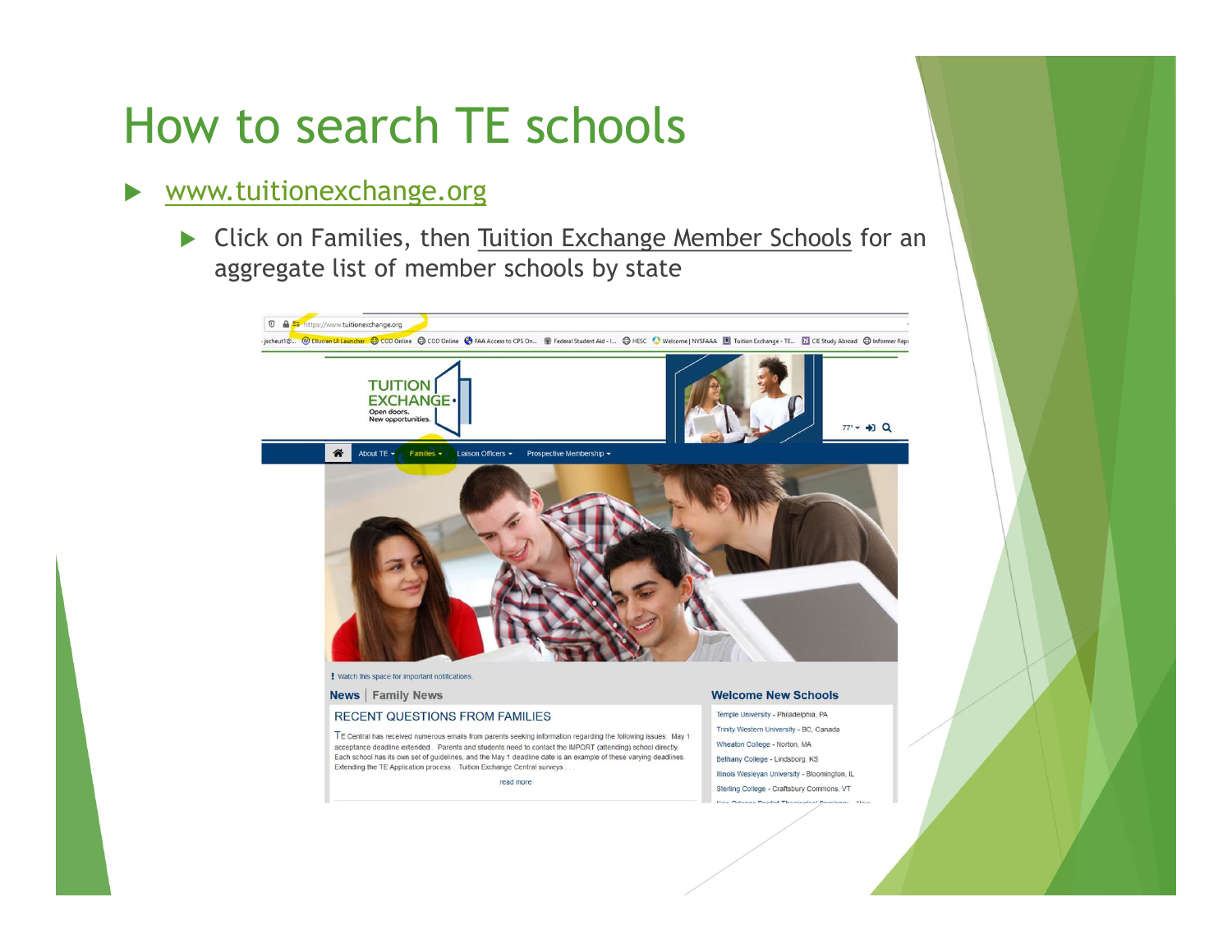# How to search TE schools

- www.tuitionexchange.org
  - Click on Families, then Tuition Exchange Member Schools for an aggregate list of member schools by state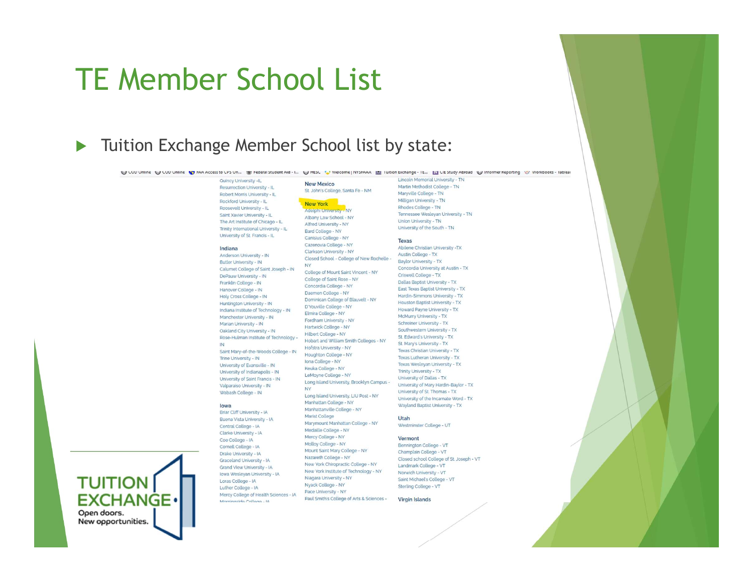# TE Member School List

- Tuition Exchange Member School list by state:

Quincy University - IL
Resurrection University - IL
Robert Morris University - IL
Rockford University - IL
Roosevelt University - IL
Saint Xavier University - IL
The Art Institute of Chicago - IL
Trinity International University - IL
University of St. Francis - IL

**Indiana**

Anderson University - IN
Butler University - IN
Calumet College of Saint Joseph - IN
DePauw University - IN
Franklin College - IN
Hanover College - IN
Holy Cross College - IN
Huntington University - IN
Indiana Institute of Technology - IN
Manchester University - IN
Marian University - IN
Oakland City University - IN
Rose-Hulman Institute of Technology - IN
Saint Mary-of-the-Woods College - IN
Trine University - IN
University of Evansville - IN
University of Indianapolis - IN
University of Saint Francis - IN
Valparaiso University - IN
Wabash College - IN

**Iowa**

Briar Cliff University - IA
Buena Vista University - IA
Central College - IA
Clarke University - IA
Coe College - IA
Cornell College - IA
Drake University - IA
Graceland University - IA
Grand View University - IA
Iowa Wesleyan University - IA
Loras College - IA
Luther College - IA
Mercy College of Health Sciences - IA
Morningside College - IA

**New Mexico**

St. John's College, Santa Fe - NM

**New York**

Adelphi University - NY
Albany Law School - NY
Alfred University - NY
Bard College - NY
Canisius College - NY
Cazenovia College - NY
Clarkson University - NY
Closed School - College of New Rochelle - NY
College of Mount Saint Vincent - NY
College of Saint Rose - NY
Concordia College - NY
Daemen College - NY
Dominican College of Blauvelt - NY
D'Youville College - NY
Elmira College - NY
Fordham University - NY
Hartwick College - NY
Hilbert College - NY
Hobart and William Smith Colleges - NY
Hofstra University - NY
Houghton College - NY
Iona College - NY
Keuka College - NY
LeMoyne College - NY
Long Island University, Brooklyn Campus - NY
Long Island University, LIU Post - NY
Manhattan College - NY
Manhattanville College - NY
Marist College
Marymount Manhattan College - NY
Medaille College - NY
Mercy College - NY
Molloy College - NY
Mount Saint Mary College - NY
Nazareth College - NY
New York Chiropractic College - NY
New York Institute of Technology - NY
Niagara University - NY
Nyack College - NY
Pace University - NY
Paul Smith's College of Arts & Sciences -

Lincoln Memorial University - TN
Martin Methodist College - TN
Maryville College - TN
Milligan University - TN
Rhodes College - TN
Tennessee Wesleyan University - TN
Union University - TN
University of the South - TN

**Texas**

Abilene Christian University - TX
Austin College - TX
Baylor University - TX
Concordia University at Austin - TX
Criswell College - TX
Dallas Baptist University - TX
East Texas Baptist University - TX
Hardin-Simmons University - TX
Houston Baptist University - TX
Howard Payne University - TX
McMurry University - TX
Schreiner University - TX
Southwestern University - TX
St. Edward's University - TX
St. Mary's University - TX
Texas Christian University - TX
Texas Lutheran University - TX
Texas Wesleyan University - TX
Trinity University - TX
University of Dallas - TX
University of Mary Hardin-Baylor - TX
University of St. Thomas - TX
University of the Incarnate Word - TX
Wayland Baptist University - TX

**Utah**

Westminster College - UT

**Vermont**

Bennington College - VT
Champlain College - VT
Closed school College of St. Joseph - VT
Landmark College - VT
Norwich University - VT
Saint Michael's College - VT
Sterling College - VT

**Virgin Islands**

TUITION EXCHANGE
Open doors.
New opportunities.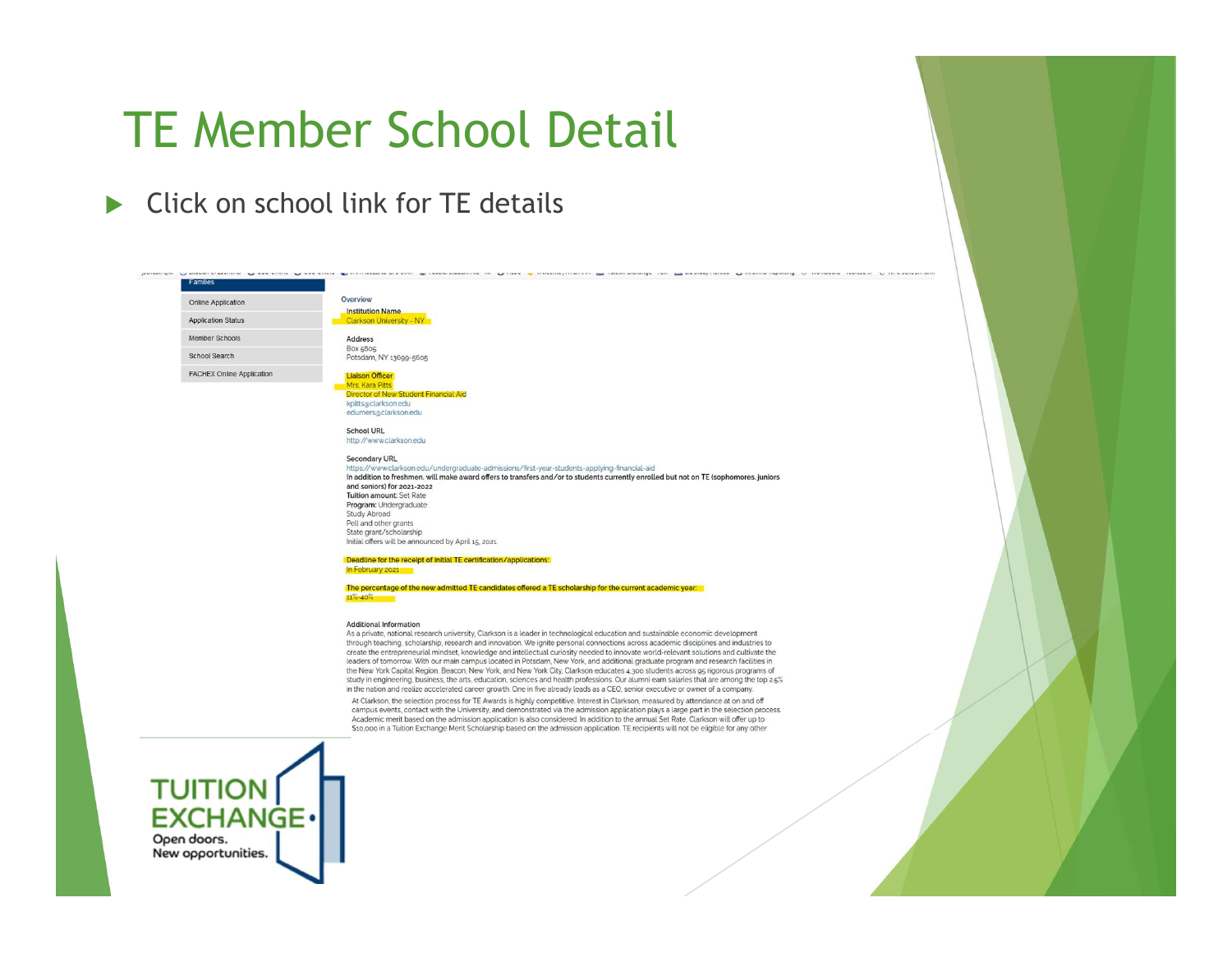# TE Member School Detail

- Click on school link for TE details

Families

- Online Application
- Application Status
- Member Schools
- School Search
- FACHEX Online Application

Overview

**Institution Name**
Clarkson University - NY

**Address**
Box 5605
Potsdam, NY 13699-5605

**Liaison Officer**
Mrs. Kara Pitts
Director of New Student Financial Aid
kpitts@clarkson.edu
edumers@clarkson.edu

**School URL**
http://www.clarkson.edu

**Secondary URL**
https://www.clarkson.edu/undergraduate-admissions/first-year-students-applying-financial-aid
**In addition to freshmen, will make award offers to transfers and/or to students currently enrolled but not on TE (sophomores, juniors and seniors) for 2021-2022**
**Tuition amount:** Set Rate
**Program:** Undergraduate
Study Abroad
Pell and other grants
State grant/scholarship
Initial offers will be announced by April 15, 2021.

**Deadline for the receipt of initial TE certification/applications:**
In February 2021

**The percentage of the new admitted TE candidates offered a TE scholarship for the current academic year:**
11%-40%

**Additional Information**
As a private, national research university, Clarkson is a leader in technological education and sustainable economic development through teaching, scholarship, research and innovation. We ignite personal connections across academic disciplines and industries to create the entrepreneurial mindset, knowledge and intellectual curiosity needed to innovate world-relevant solutions and cultivate the leaders of tomorrow. With our main campus located in Potsdam, New York, and additional graduate program and research facilities in the New York Capital Region, Beacon, New York, and New York City, Clarkson educates 4,300 students across 95 rigorous programs of study in engineering, business, the arts, education, sciences and health professions. Our alumni earn salaries that are among the top 2.5% in the nation and realize accelerated career growth. One in five already leads as a CEO, senior executive or owner of a company.

At Clarkson, the selection process for TE Awards is highly competitive. Interest in Clarkson, measured by attendance at on and off campus events, contact with the University, and demonstrated via the admission application plays a large part in the selection process. Academic merit based on the admission application is also considered. In addition to the annual Set Rate, Clarkson will offer up to $10,000 in a Tuition Exchange Merit Scholarship based on the admission application. TE recipients will not be eligible for any other

TUITION EXCHANGE
Open doors.
New opportunities.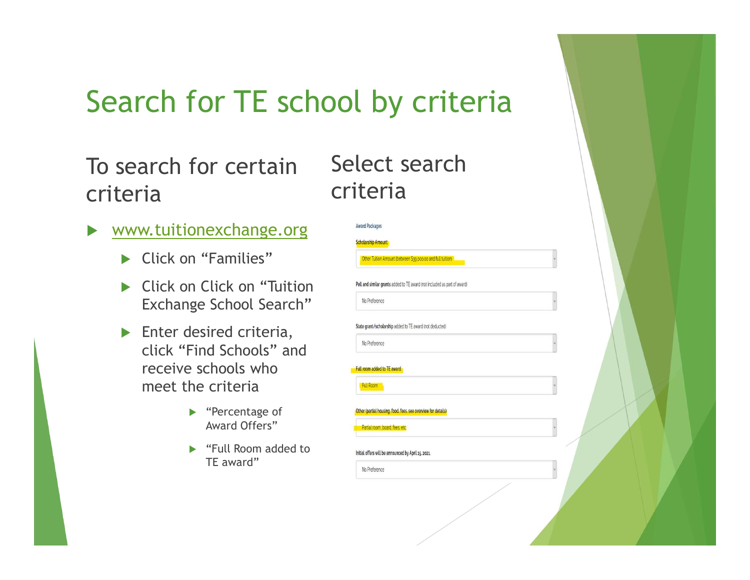# Search for TE school by criteria

## To search for certain criteria

- www.tuitionexchange.org
  - Click on "Families"
  - Click on Click on "Tuition Exchange School Search"
  - Enter desired criteria, click "Find Schools" and receive schools who meet the criteria
    - "Percentage of Award Offers"
    - "Full Room added to TE award"

## Select search criteria

Award Packages

**Scholarship Amount**

Other Tuition Amount (between $39,000.00 and full tuition)

**Pell and similar grants** added to TE award (not included as part of award)

No Preference

**State grant/scholarship** added to TE award (not deducted)

No Preference

**Full room added to TE award**

Full Room

**Other (partial housing, food, fees, see overview for details)**

Partial room, board, fees, etc

Initial offers will be announced by April 15, 2021.

No Preference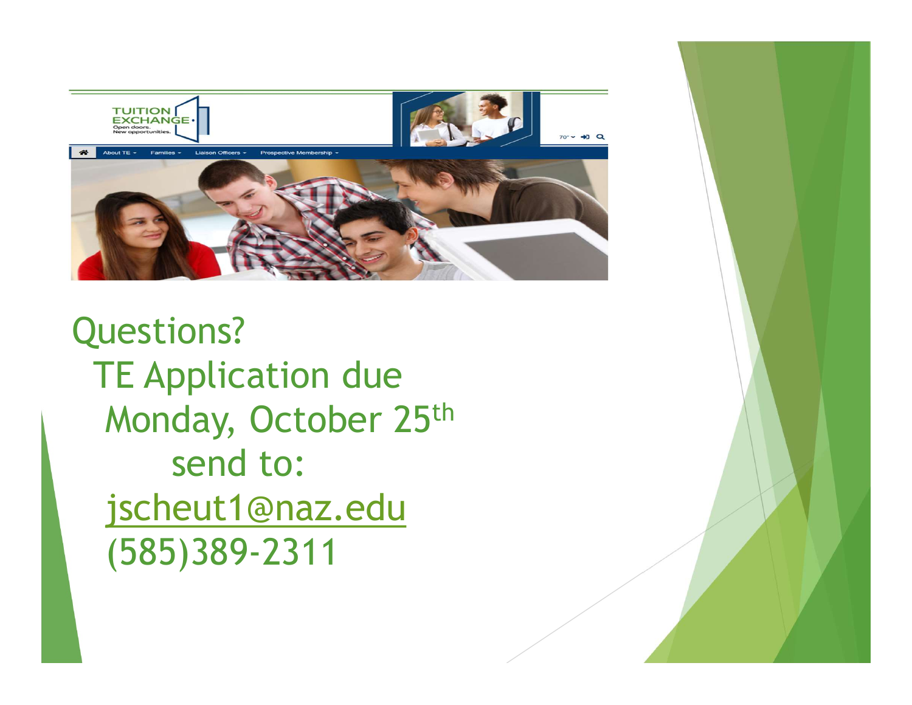Questions?

TE Application due Monday, October 25th

send to:

jscheut1@naz.edu

(585)389-2311